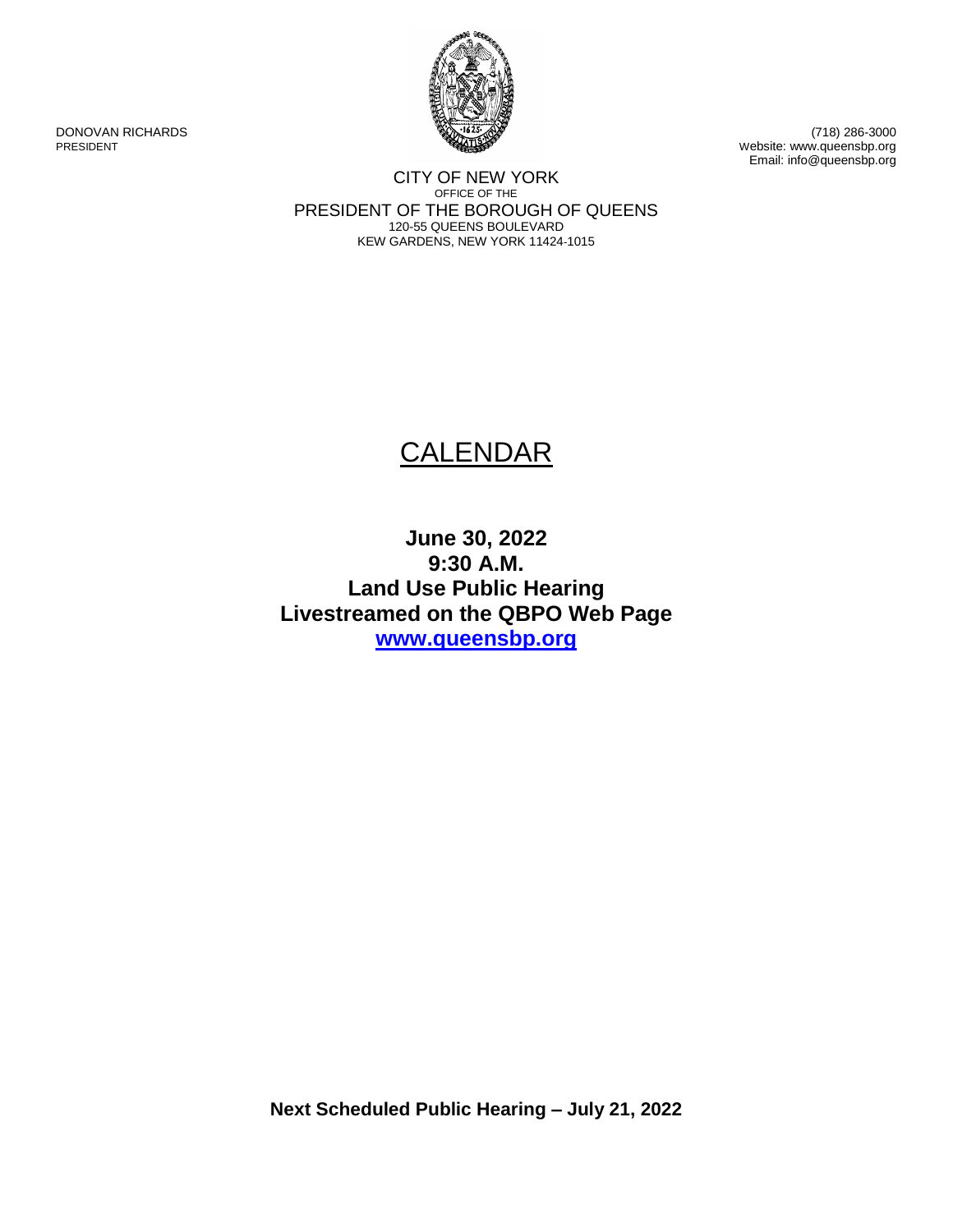DONOVAN RICHARDS
PRESIDENT

(718) 286-3000
Website: www.queensbp.org
Email: info@queensbp.org

CITY OF NEW YORK
OFFICE OF THE
PRESIDENT OF THE BOROUGH OF QUEENS
120-55 QUEENS BOULEVARD
KEW GARDENS, NEW YORK 11424-1015

# CALENDAR

**June 30, 2022**
**9:30 A.M.**
**Land Use Public Hearing**
**Livestreamed on the QBPO Web Page**
**[www.queensbp.org](http://www.queensbp.org)**

**Next Scheduled Public Hearing – July 21, 2022**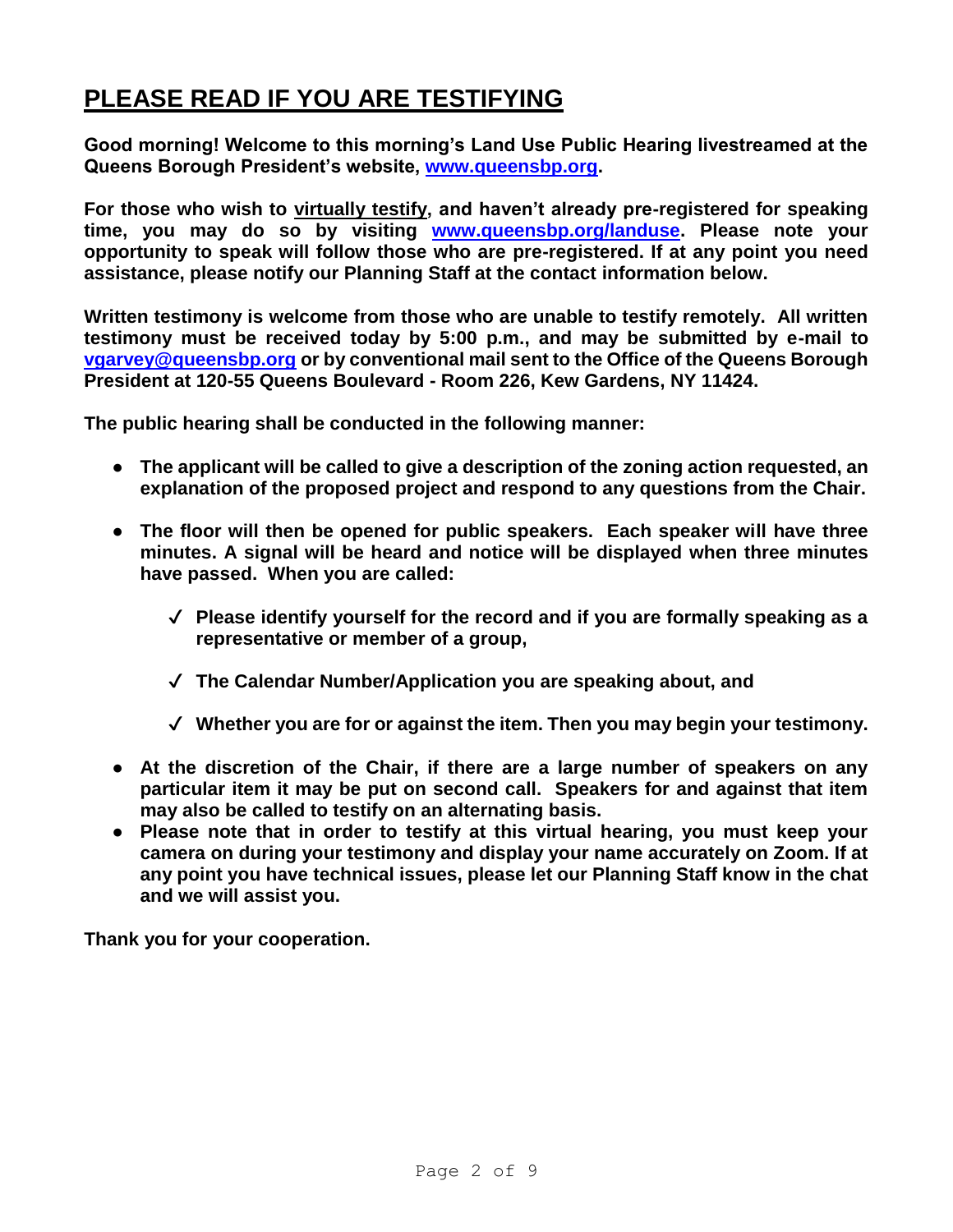# PLEASE READ IF YOU ARE TESTIFYING

**Good morning! Welcome to this morning's Land Use Public Hearing livestreamed at the Queens Borough President's website, [www.queensbp.org](http://www.queensbp.org).**

**For those who wish to virtually testify, and haven't already pre-registered for speaking time, you may do so by visiting [www.queensbp.org/landuse](http://www.queensbp.org/landuse). Please note your opportunity to speak will follow those who are pre-registered. If at any point you need assistance, please notify our Planning Staff at the contact information below.**

**Written testimony is welcome from those who are unable to testify remotely. All written testimony must be received today by 5:00 p.m., and may be submitted by e-mail to [vgarvey@queensbp.org](mailto:vgarvey@queensbp.org) or by conventional mail sent to the Office of the Queens Borough President at 120-55 Queens Boulevard - Room 226, Kew Gardens, NY 11424.**

**The public hearing shall be conducted in the following manner:**

- **The applicant will be called to give a description of the zoning action requested, an explanation of the proposed project and respond to any questions from the Chair.**
- **The floor will then be opened for public speakers. Each speaker will have three minutes. A signal will be heard and notice will be displayed when three minutes have passed. When you are called:**
  - ✓ **Please identify yourself for the record and if you are formally speaking as a representative or member of a group,**
  - ✓ **The Calendar Number/Application you are speaking about, and**
  - ✓ **Whether you are for or against the item. Then you may begin your testimony.**
- **At the discretion of the Chair, if there are a large number of speakers on any particular item it may be put on second call. Speakers for and against that item may also be called to testify on an alternating basis.**
- **Please note that in order to testify at this virtual hearing, you must keep your camera on during your testimony and display your name accurately on Zoom. If at any point you have technical issues, please let our Planning Staff know in the chat and we will assist you.**

**Thank you for your cooperation.**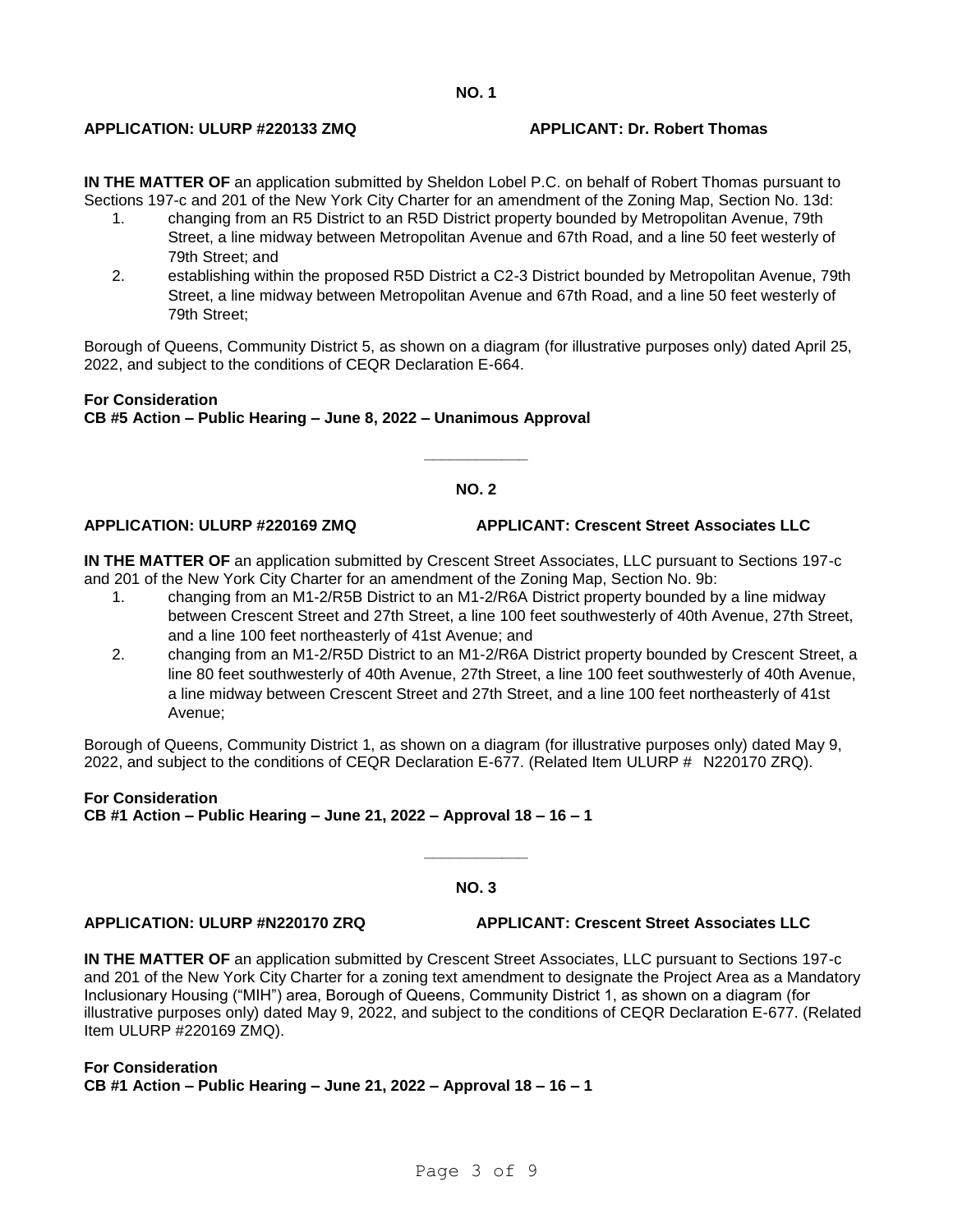**NO. 1**

**APPLICATION: ULURP #220133 ZMQ** **APPLICANT: Dr. Robert Thomas**

**IN THE MATTER OF** an application submitted by Sheldon Lobel P.C. on behalf of Robert Thomas pursuant to Sections 197-c and 201 of the New York City Charter for an amendment of the Zoning Map, Section No. 13d:

1. changing from an R5 District to an R5D District property bounded by Metropolitan Avenue, 79th Street, a line midway between Metropolitan Avenue and 67th Road, and a line 50 feet westerly of 79th Street; and
2. establishing within the proposed R5D District a C2-3 District bounded by Metropolitan Avenue, 79th Street, a line midway between Metropolitan Avenue and 67th Road, and a line 50 feet westerly of 79th Street;

Borough of Queens, Community District 5, as shown on a diagram (for illustrative purposes only) dated April 25, 2022, and subject to the conditions of CEQR Declaration E-664.

**For Consideration**
**CB #5 Action – Public Hearing – June 8, 2022 – Unanimous Approval**

---

**NO. 2**

**APPLICATION: ULURP #220169 ZMQ** **APPLICANT: Crescent Street Associates LLC**

**IN THE MATTER OF** an application submitted by Crescent Street Associates, LLC pursuant to Sections 197-c and 201 of the New York City Charter for an amendment of the Zoning Map, Section No. 9b:

1. changing from an M1-2/R5B District to an M1-2/R6A District property bounded by a line midway between Crescent Street and 27th Street, a line 100 feet southwesterly of 40th Avenue, 27th Street, and a line 100 feet northeasterly of 41st Avenue; and
2. changing from an M1-2/R5D District to an M1-2/R6A District property bounded by Crescent Street, a line 80 feet southwesterly of 40th Avenue, 27th Street, a line 100 feet southwesterly of 40th Avenue, a line midway between Crescent Street and 27th Street, and a line 100 feet northeasterly of 41st Avenue;

Borough of Queens, Community District 1, as shown on a diagram (for illustrative purposes only) dated May 9, 2022, and subject to the conditions of CEQR Declaration E-677. (Related Item ULURP # N220170 ZRQ).

**For Consideration**
**CB #1 Action – Public Hearing – June 21, 2022 – Approval 18 – 16 – 1**

---

**NO. 3**

**APPLICATION: ULURP #N220170 ZRQ** **APPLICANT: Crescent Street Associates LLC**

**IN THE MATTER OF** an application submitted by Crescent Street Associates, LLC pursuant to Sections 197-c and 201 of the New York City Charter for a zoning text amendment to designate the Project Area as a Mandatory Inclusionary Housing ("MIH") area, Borough of Queens, Community District 1, as shown on a diagram (for illustrative purposes only) dated May 9, 2022, and subject to the conditions of CEQR Declaration E-677. (Related Item ULURP #220169 ZMQ).

**For Consideration**
**CB #1 Action – Public Hearing – June 21, 2022 – Approval 18 – 16 – 1**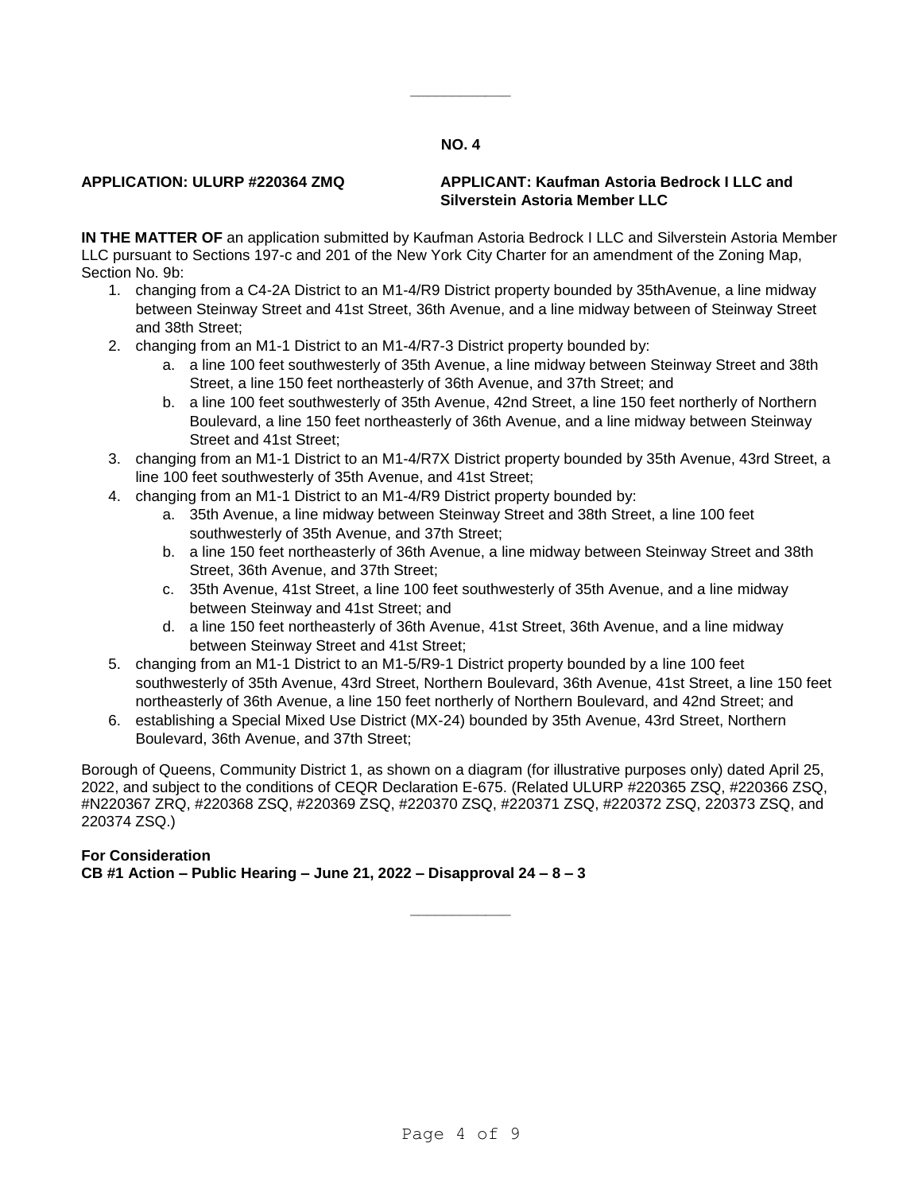---

**NO. 4**

**APPLICATION: ULURP #220364 ZMQ**

**APPLICANT: Kaufman Astoria Bedrock I LLC and Silverstein Astoria Member LLC**

**IN THE MATTER OF** an application submitted by Kaufman Astoria Bedrock I LLC and Silverstein Astoria Member LLC pursuant to Sections 197-c and 201 of the New York City Charter for an amendment of the Zoning Map, Section No. 9b:

1. changing from a C4-2A District to an M1-4/R9 District property bounded by 35thAvenue, a line midway between Steinway Street and 41st Street, 36th Avenue, and a line midway between of Steinway Street and 38th Street;
2. changing from an M1-1 District to an M1-4/R7-3 District property bounded by:
   a. a line 100 feet southwesterly of 35th Avenue, a line midway between Steinway Street and 38th Street, a line 150 feet northeasterly of 36th Avenue, and 37th Street; and
   b. a line 100 feet southwesterly of 35th Avenue, 42nd Street, a line 150 feet northerly of Northern Boulevard, a line 150 feet northeasterly of 36th Avenue, and a line midway between Steinway Street and 41st Street;
3. changing from an M1-1 District to an M1-4/R7X District property bounded by 35th Avenue, 43rd Street, a line 100 feet southwesterly of 35th Avenue, and 41st Street;
4. changing from an M1-1 District to an M1-4/R9 District property bounded by:
   a. 35th Avenue, a line midway between Steinway Street and 38th Street, a line 100 feet southwesterly of 35th Avenue, and 37th Street;
   b. a line 150 feet northeasterly of 36th Avenue, a line midway between Steinway Street and 38th Street, 36th Avenue, and 37th Street;
   c. 35th Avenue, 41st Street, a line 100 feet southwesterly of 35th Avenue, and a line midway between Steinway and 41st Street; and
   d. a line 150 feet northeasterly of 36th Avenue, 41st Street, 36th Avenue, and a line midway between Steinway Street and 41st Street;
5. changing from an M1-1 District to an M1-5/R9-1 District property bounded by a line 100 feet southwesterly of 35th Avenue, 43rd Street, Northern Boulevard, 36th Avenue, 41st Street, a line 150 feet northeasterly of 36th Avenue, a line 150 feet northerly of Northern Boulevard, and 42nd Street; and
6. establishing a Special Mixed Use District (MX-24) bounded by 35th Avenue, 43rd Street, Northern Boulevard, 36th Avenue, and 37th Street;

Borough of Queens, Community District 1, as shown on a diagram (for illustrative purposes only) dated April 25, 2022, and subject to the conditions of CEQR Declaration E-675. (Related ULURP #220365 ZSQ, #220366 ZSQ, #N220367 ZRQ, #220368 ZSQ, #220369 ZSQ, #220370 ZSQ, #220371 ZSQ, #220372 ZSQ, 220373 ZSQ, and 220374 ZSQ.)

**For Consideration**
**CB #1 Action – Public Hearing – June 21, 2022 – Disapproval 24 – 8 – 3**

---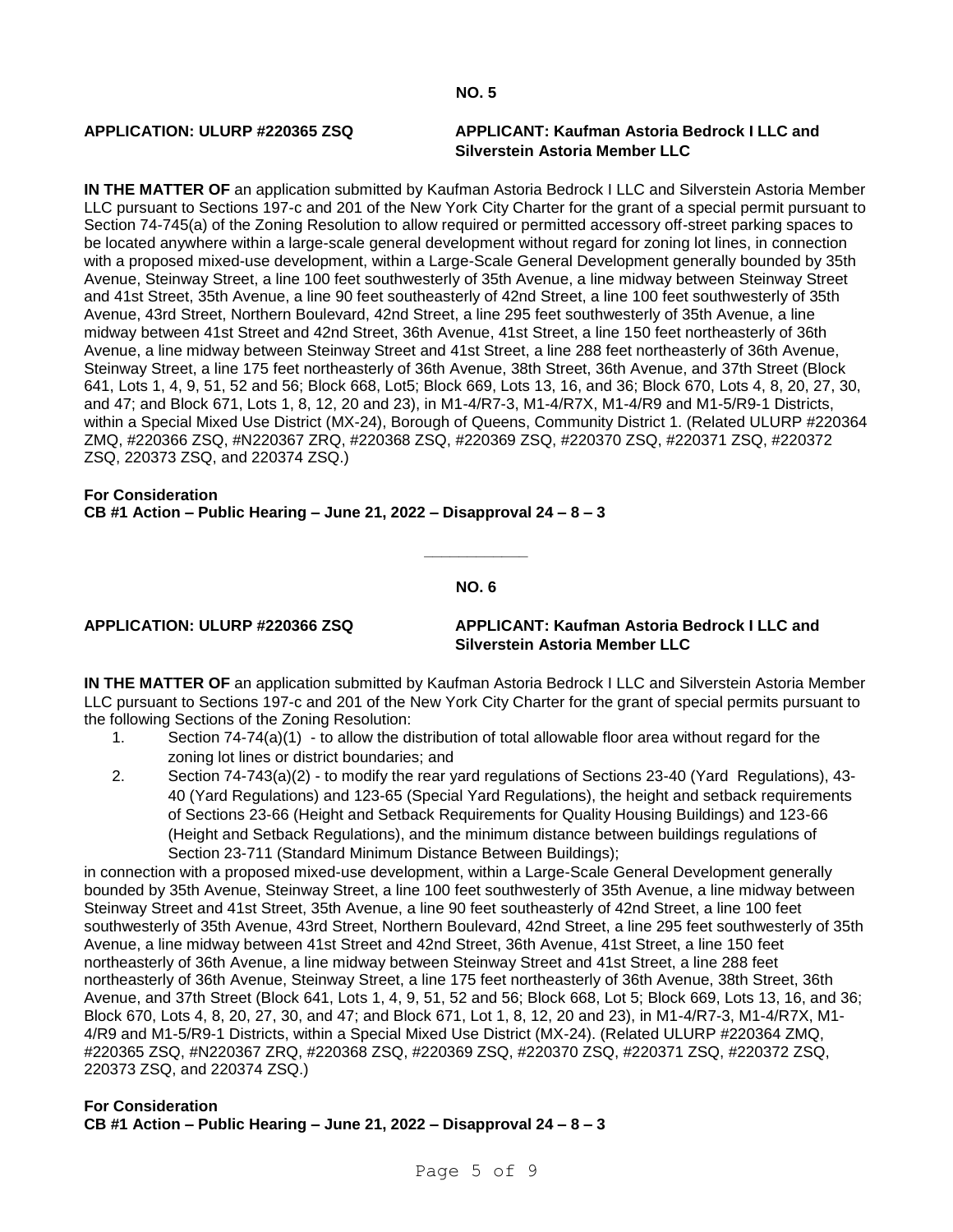**NO. 5**

**APPLICATION: ULURP #220365 ZSQ**

**APPLICANT: Kaufman Astoria Bedrock I LLC and Silverstein Astoria Member LLC**

**IN THE MATTER OF** an application submitted by Kaufman Astoria Bedrock I LLC and Silverstein Astoria Member LLC pursuant to Sections 197-c and 201 of the New York City Charter for the grant of a special permit pursuant to Section 74-745(a) of the Zoning Resolution to allow required or permitted accessory off-street parking spaces to be located anywhere within a large-scale general development without regard for zoning lot lines, in connection with a proposed mixed-use development, within a Large-Scale General Development generally bounded by 35th Avenue, Steinway Street, a line 100 feet southwesterly of 35th Avenue, a line midway between Steinway Street and 41st Street, 35th Avenue, a line 90 feet southeasterly of 42nd Street, a line 100 feet southwesterly of 35th Avenue, 43rd Street, Northern Boulevard, 42nd Street, a line 295 feet southwesterly of 35th Avenue, a line midway between 41st Street and 42nd Street, 36th Avenue, 41st Street, a line 150 feet northeasterly of 36th Avenue, a line midway between Steinway Street and 41st Street, a line 288 feet northeasterly of 36th Avenue, Steinway Street, a line 175 feet northeasterly of 36th Avenue, 38th Street, 36th Avenue, and 37th Street (Block 641, Lots 1, 4, 9, 51, 52 and 56; Block 668, Lot5; Block 669, Lots 13, 16, and 36; Block 670, Lots 4, 8, 20, 27, 30, and 47; and Block 671, Lots 1, 8, 12, 20 and 23), in M1-4/R7-3, M1-4/R7X, M1-4/R9 and M1-5/R9-1 Districts, within a Special Mixed Use District (MX-24), Borough of Queens, Community District 1. (Related ULURP #220364 ZMQ, #220366 ZSQ, #N220367 ZRQ, #220368 ZSQ, #220369 ZSQ, #220370 ZSQ, #220371 ZSQ, #220372 ZSQ, 220373 ZSQ, and 220374 ZSQ.)

**For Consideration**
**CB #1 Action – Public Hearing – June 21, 2022 – Disapproval 24 – 8 – 3**

---

**NO. 6**

**APPLICATION: ULURP #220366 ZSQ**

**APPLICANT: Kaufman Astoria Bedrock I LLC and Silverstein Astoria Member LLC**

**IN THE MATTER OF** an application submitted by Kaufman Astoria Bedrock I LLC and Silverstein Astoria Member LLC pursuant to Sections 197-c and 201 of the New York City Charter for the grant of special permits pursuant to the following Sections of the Zoning Resolution:

1. Section 74-74(a)(1) - to allow the distribution of total allowable floor area without regard for the zoning lot lines or district boundaries; and
2. Section 74-743(a)(2) - to modify the rear yard regulations of Sections 23-40 (Yard Regulations), 43-40 (Yard Regulations) and 123-65 (Special Yard Regulations), the height and setback requirements of Sections 23-66 (Height and Setback Requirements for Quality Housing Buildings) and 123-66 (Height and Setback Regulations), and the minimum distance between buildings regulations of Section 23-711 (Standard Minimum Distance Between Buildings);

in connection with a proposed mixed-use development, within a Large-Scale General Development generally bounded by 35th Avenue, Steinway Street, a line 100 feet southwesterly of 35th Avenue, a line midway between Steinway Street and 41st Street, 35th Avenue, a line 90 feet southeasterly of 42nd Street, a line 100 feet southwesterly of 35th Avenue, 43rd Street, Northern Boulevard, 42nd Street, a line 295 feet southwesterly of 35th Avenue, a line midway between 41st Street and 42nd Street, 36th Avenue, 41st Street, a line 150 feet northeasterly of 36th Avenue, a line midway between Steinway Street and 41st Street, a line 288 feet northeasterly of 36th Avenue, Steinway Street, a line 175 feet northeasterly of 36th Avenue, 38th Street, 36th Avenue, and 37th Street (Block 641, Lots 1, 4, 9, 51, 52 and 56; Block 668, Lot 5; Block 669, Lots 13, 16, and 36; Block 670, Lots 4, 8, 20, 27, 30, and 47; and Block 671, Lot 1, 8, 12, 20 and 23), in M1-4/R7-3, M1-4/R7X, M1-4/R9 and M1-5/R9-1 Districts, within a Special Mixed Use District (MX-24). (Related ULURP #220364 ZMQ, #220365 ZSQ, #N220367 ZRQ, #220368 ZSQ, #220369 ZSQ, #220370 ZSQ, #220371 ZSQ, #220372 ZSQ, 220373 ZSQ, and 220374 ZSQ.)

**For Consideration**
**CB #1 Action – Public Hearing – June 21, 2022 – Disapproval 24 – 8 – 3**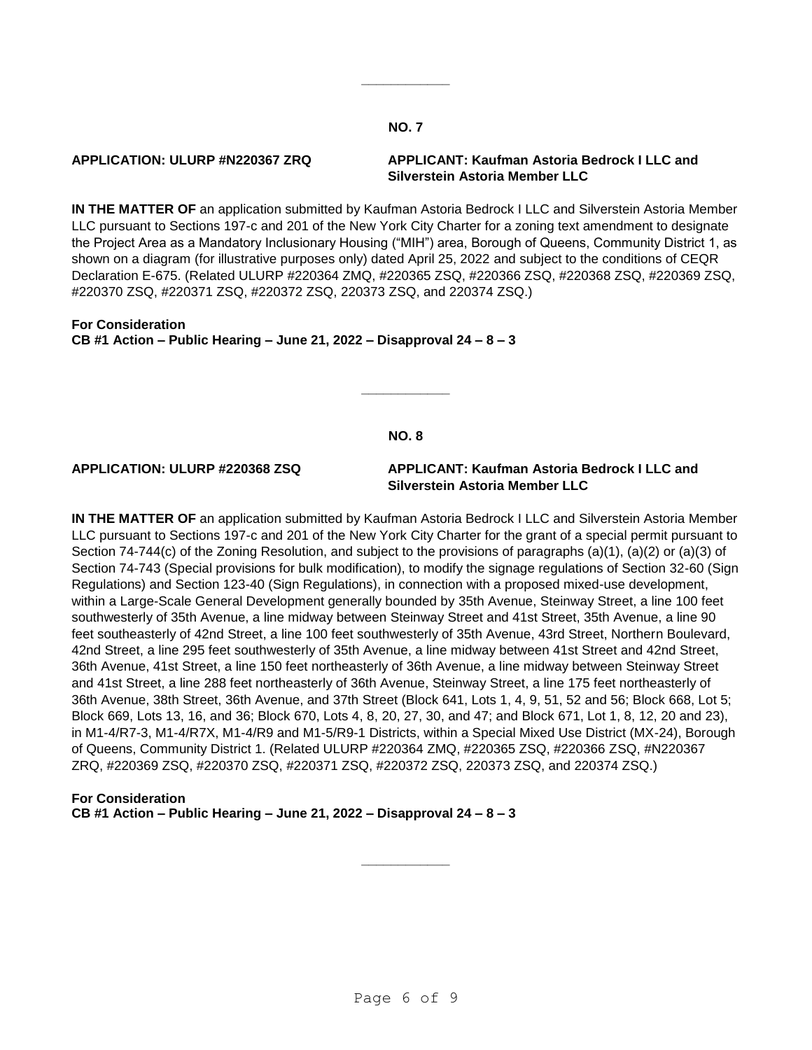---

**NO. 7**

**APPLICATION: ULURP #N220367 ZRQ**

**APPLICANT: Kaufman Astoria Bedrock I LLC and Silverstein Astoria Member LLC**

**IN THE MATTER OF** an application submitted by Kaufman Astoria Bedrock I LLC and Silverstein Astoria Member LLC pursuant to Sections 197-c and 201 of the New York City Charter for a zoning text amendment to designate the Project Area as a Mandatory Inclusionary Housing ("MIH") area, Borough of Queens, Community District 1, as shown on a diagram (for illustrative purposes only) dated April 25, 2022 and subject to the conditions of CEQR Declaration E-675. (Related ULURP #220364 ZMQ, #220365 ZSQ, #220366 ZSQ, #220368 ZSQ, #220369 ZSQ, #220370 ZSQ, #220371 ZSQ, #220372 ZSQ, 220373 ZSQ, and 220374 ZSQ.)

**For Consideration**
**CB #1 Action – Public Hearing – June 21, 2022 – Disapproval 24 – 8 – 3**

---

**NO. 8**

**APPLICATION: ULURP #220368 ZSQ**

**APPLICANT: Kaufman Astoria Bedrock I LLC and Silverstein Astoria Member LLC**

**IN THE MATTER OF** an application submitted by Kaufman Astoria Bedrock I LLC and Silverstein Astoria Member LLC pursuant to Sections 197-c and 201 of the New York City Charter for the grant of a special permit pursuant to Section 74-744(c) of the Zoning Resolution, and subject to the provisions of paragraphs (a)(1), (a)(2) or (a)(3) of Section 74-743 (Special provisions for bulk modification), to modify the signage regulations of Section 32-60 (Sign Regulations) and Section 123-40 (Sign Regulations), in connection with a proposed mixed-use development, within a Large-Scale General Development generally bounded by 35th Avenue, Steinway Street, a line 100 feet southwesterly of 35th Avenue, a line midway between Steinway Street and 41st Street, 35th Avenue, a line 90 feet southeasterly of 42nd Street, a line 100 feet southwesterly of 35th Avenue, 43rd Street, Northern Boulevard, 42nd Street, a line 295 feet southwesterly of 35th Avenue, a line midway between 41st Street and 42nd Street, 36th Avenue, 41st Street, a line 150 feet northeasterly of 36th Avenue, a line midway between Steinway Street and 41st Street, a line 288 feet northeasterly of 36th Avenue, Steinway Street, a line 175 feet northeasterly of 36th Avenue, 38th Street, 36th Avenue, and 37th Street (Block 641, Lots 1, 4, 9, 51, 52 and 56; Block 668, Lot 5; Block 669, Lots 13, 16, and 36; Block 670, Lots 4, 8, 20, 27, 30, and 47; and Block 671, Lot 1, 8, 12, 20 and 23), in M1-4/R7-3, M1-4/R7X, M1-4/R9 and M1-5/R9-1 Districts, within a Special Mixed Use District (MX-24), Borough of Queens, Community District 1. (Related ULURP #220364 ZMQ, #220365 ZSQ, #220366 ZSQ, #N220367 ZRQ, #220369 ZSQ, #220370 ZSQ, #220371 ZSQ, #220372 ZSQ, 220373 ZSQ, and 220374 ZSQ.)

**For Consideration**
**CB #1 Action – Public Hearing – June 21, 2022 – Disapproval 24 – 8 – 3**

---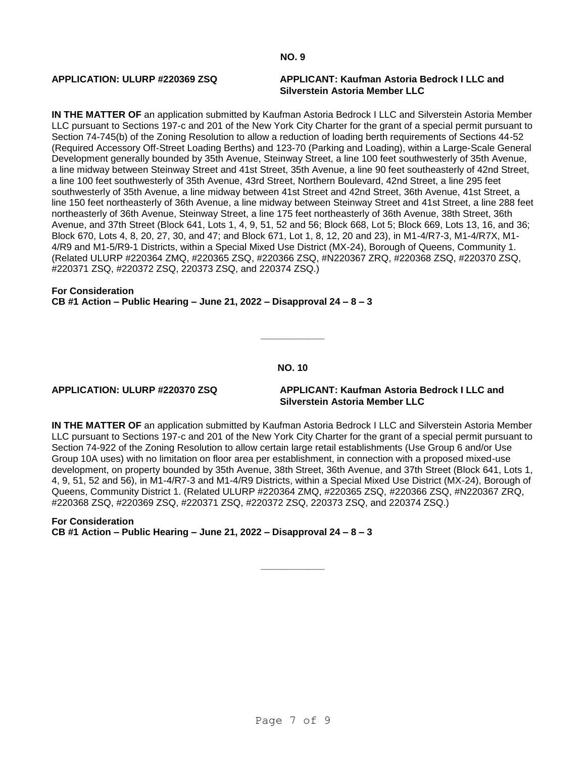**NO. 9**

**APPLICATION: ULURP #220369 ZSQ**

**APPLICANT: Kaufman Astoria Bedrock I LLC and Silverstein Astoria Member LLC**

**IN THE MATTER OF** an application submitted by Kaufman Astoria Bedrock I LLC and Silverstein Astoria Member LLC pursuant to Sections 197-c and 201 of the New York City Charter for the grant of a special permit pursuant to Section 74-745(b) of the Zoning Resolution to allow a reduction of loading berth requirements of Sections 44-52 (Required Accessory Off-Street Loading Berths) and 123-70 (Parking and Loading), within a Large-Scale General Development generally bounded by 35th Avenue, Steinway Street, a line 100 feet southwesterly of 35th Avenue, a line midway between Steinway Street and 41st Street, 35th Avenue, a line 90 feet southeasterly of 42nd Street, a line 100 feet southwesterly of 35th Avenue, 43rd Street, Northern Boulevard, 42nd Street, a line 295 feet southwesterly of 35th Avenue, a line midway between 41st Street and 42nd Street, 36th Avenue, 41st Street, a line 150 feet northeasterly of 36th Avenue, a line midway between Steinway Street and 41st Street, a line 288 feet northeasterly of 36th Avenue, Steinway Street, a line 175 feet northeasterly of 36th Avenue, 38th Street, 36th Avenue, and 37th Street (Block 641, Lots 1, 4, 9, 51, 52 and 56; Block 668, Lot 5; Block 669, Lots 13, 16, and 36; Block 670, Lots 4, 8, 20, 27, 30, and 47; and Block 671, Lot 1, 8, 12, 20 and 23), in M1-4/R7-3, M1-4/R7X, M1-4/R9 and M1-5/R9-1 Districts, within a Special Mixed Use District (MX-24), Borough of Queens, Community 1. (Related ULURP #220364 ZMQ, #220365 ZSQ, #220366 ZSQ, #N220367 ZRQ, #220368 ZSQ, #220370 ZSQ, #220371 ZSQ, #220372 ZSQ, 220373 ZSQ, and 220374 ZSQ.)

**For Consideration**
**CB #1 Action – Public Hearing – June 21, 2022 – Disapproval 24 – 8 – 3**

---

**NO. 10**

**APPLICATION: ULURP #220370 ZSQ**

**APPLICANT: Kaufman Astoria Bedrock I LLC and Silverstein Astoria Member LLC**

**IN THE MATTER OF** an application submitted by Kaufman Astoria Bedrock I LLC and Silverstein Astoria Member LLC pursuant to Sections 197-c and 201 of the New York City Charter for the grant of a special permit pursuant to Section 74-922 of the Zoning Resolution to allow certain large retail establishments (Use Group 6 and/or Use Group 10A uses) with no limitation on floor area per establishment, in connection with a proposed mixed-use development, on property bounded by 35th Avenue, 38th Street, 36th Avenue, and 37th Street (Block 641, Lots 1, 4, 9, 51, 52 and 56), in M1-4/R7-3 and M1-4/R9 Districts, within a Special Mixed Use District (MX-24), Borough of Queens, Community District 1. (Related ULURP #220364 ZMQ, #220365 ZSQ, #220366 ZSQ, #N220367 ZRQ, #220368 ZSQ, #220369 ZSQ, #220371 ZSQ, #220372 ZSQ, 220373 ZSQ, and 220374 ZSQ.)

**For Consideration**
**CB #1 Action – Public Hearing – June 21, 2022 – Disapproval 24 – 8 – 3**

---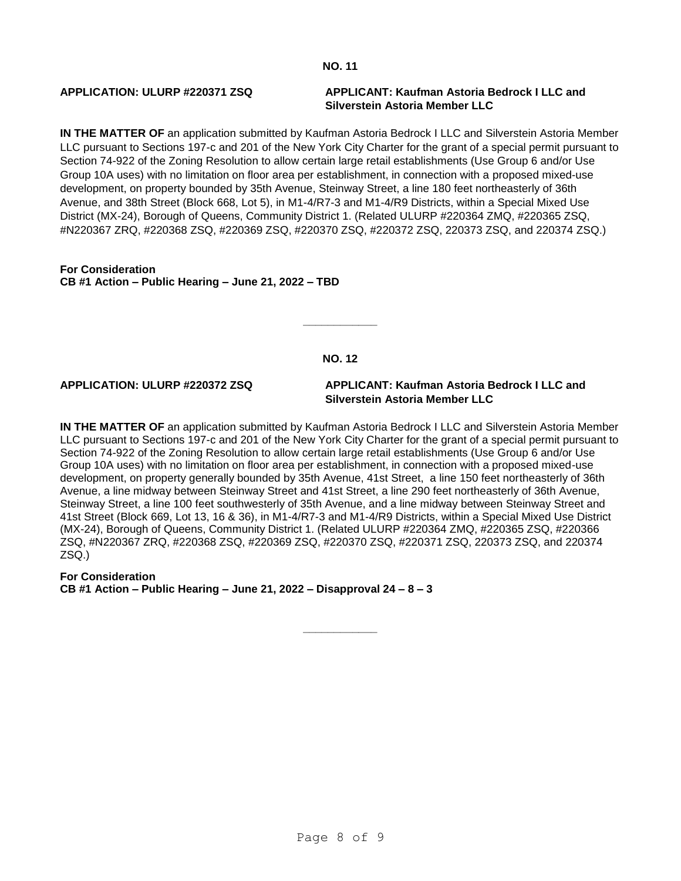**NO. 11**

**APPLICATION: ULURP #220371 ZSQ**

**APPLICANT: Kaufman Astoria Bedrock I LLC and Silverstein Astoria Member LLC**

**IN THE MATTER OF** an application submitted by Kaufman Astoria Bedrock I LLC and Silverstein Astoria Member LLC pursuant to Sections 197-c and 201 of the New York City Charter for the grant of a special permit pursuant to Section 74-922 of the Zoning Resolution to allow certain large retail establishments (Use Group 6 and/or Use Group 10A uses) with no limitation on floor area per establishment, in connection with a proposed mixed-use development, on property bounded by 35th Avenue, Steinway Street, a line 180 feet northeasterly of 36th Avenue, and 38th Street (Block 668, Lot 5), in M1-4/R7-3 and M1-4/R9 Districts, within a Special Mixed Use District (MX-24), Borough of Queens, Community District 1. (Related ULURP #220364 ZMQ, #220365 ZSQ, #N220367 ZRQ, #220368 ZSQ, #220369 ZSQ, #220370 ZSQ, #220372 ZSQ, 220373 ZSQ, and 220374 ZSQ.)

**For Consideration**
**CB #1 Action – Public Hearing – June 21, 2022 – TBD**

---

**NO. 12**

**APPLICATION: ULURP #220372 ZSQ**

**APPLICANT: Kaufman Astoria Bedrock I LLC and Silverstein Astoria Member LLC**

**IN THE MATTER OF** an application submitted by Kaufman Astoria Bedrock I LLC and Silverstein Astoria Member LLC pursuant to Sections 197-c and 201 of the New York City Charter for the grant of a special permit pursuant to Section 74-922 of the Zoning Resolution to allow certain large retail establishments (Use Group 6 and/or Use Group 10A uses) with no limitation on floor area per establishment, in connection with a proposed mixed-use development, on property generally bounded by 35th Avenue, 41st Street, a line 150 feet northeasterly of 36th Avenue, a line midway between Steinway Street and 41st Street, a line 290 feet northeasterly of 36th Avenue, Steinway Street, a line 100 feet southwesterly of 35th Avenue, and a line midway between Steinway Street and 41st Street (Block 669, Lot 13, 16 & 36), in M1-4/R7-3 and M1-4/R9 Districts, within a Special Mixed Use District (MX-24), Borough of Queens, Community District 1. (Related ULURP #220364 ZMQ, #220365 ZSQ, #220366 ZSQ, #N220367 ZRQ, #220368 ZSQ, #220369 ZSQ, #220370 ZSQ, #220371 ZSQ, 220373 ZSQ, and 220374 ZSQ.)

**For Consideration**
**CB #1 Action – Public Hearing – June 21, 2022 – Disapproval 24 – 8 – 3**

---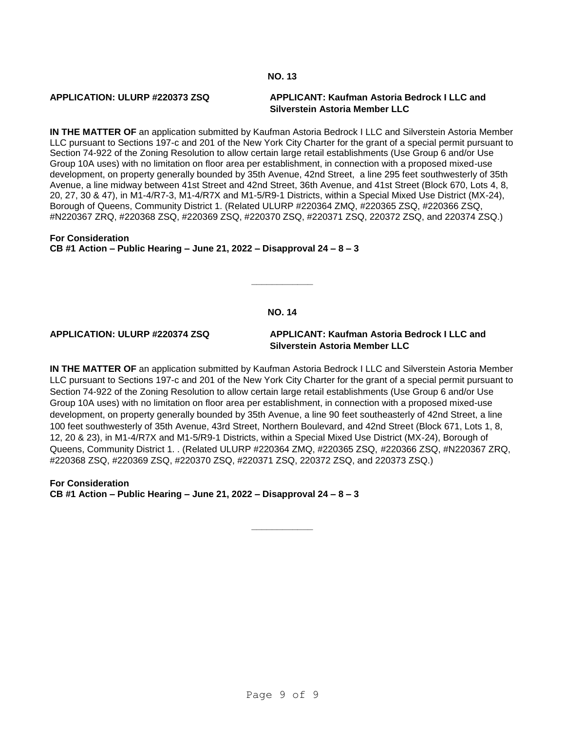**NO. 13**

**APPLICATION: ULURP #220373 ZSQ** **APPLICANT: Kaufman Astoria Bedrock I LLC and Silverstein Astoria Member LLC**

**IN THE MATTER OF** an application submitted by Kaufman Astoria Bedrock I LLC and Silverstein Astoria Member LLC pursuant to Sections 197-c and 201 of the New York City Charter for the grant of a special permit pursuant to Section 74-922 of the Zoning Resolution to allow certain large retail establishments (Use Group 6 and/or Use Group 10A uses) with no limitation on floor area per establishment, in connection with a proposed mixed-use development, on property generally bounded by 35th Avenue, 42nd Street, a line 295 feet southwesterly of 35th Avenue, a line midway between 41st Street and 42nd Street, 36th Avenue, and 41st Street (Block 670, Lots 4, 8, 20, 27, 30 & 47), in M1-4/R7-3, M1-4/R7X and M1-5/R9-1 Districts, within a Special Mixed Use District (MX-24), Borough of Queens, Community District 1. (Related ULURP #220364 ZMQ, #220365 ZSQ, #220366 ZSQ, #N220367 ZRQ, #220368 ZSQ, #220369 ZSQ, #220370 ZSQ, #220371 ZSQ, 220372 ZSQ, and 220374 ZSQ.)

**For Consideration**
**CB #1 Action – Public Hearing – June 21, 2022 – Disapproval 24 – 8 – 3**

---

**NO. 14**

**APPLICATION: ULURP #220374 ZSQ** **APPLICANT: Kaufman Astoria Bedrock I LLC and Silverstein Astoria Member LLC**

**IN THE MATTER OF** an application submitted by Kaufman Astoria Bedrock I LLC and Silverstein Astoria Member LLC pursuant to Sections 197-c and 201 of the New York City Charter for the grant of a special permit pursuant to Section 74-922 of the Zoning Resolution to allow certain large retail establishments (Use Group 6 and/or Use Group 10A uses) with no limitation on floor area per establishment, in connection with a proposed mixed-use development, on property generally bounded by 35th Avenue, a line 90 feet southeasterly of 42nd Street, a line 100 feet southwesterly of 35th Avenue, 43rd Street, Northern Boulevard, and 42nd Street (Block 671, Lots 1, 8, 12, 20 & 23), in M1-4/R7X and M1-5/R9-1 Districts, within a Special Mixed Use District (MX-24), Borough of Queens, Community District 1. . (Related ULURP #220364 ZMQ, #220365 ZSQ, #220366 ZSQ, #N220367 ZRQ, #220368 ZSQ, #220369 ZSQ, #220370 ZSQ, #220371 ZSQ, 220372 ZSQ, and 220373 ZSQ.)

**For Consideration**
**CB #1 Action – Public Hearing – June 21, 2022 – Disapproval 24 – 8 – 3**

---